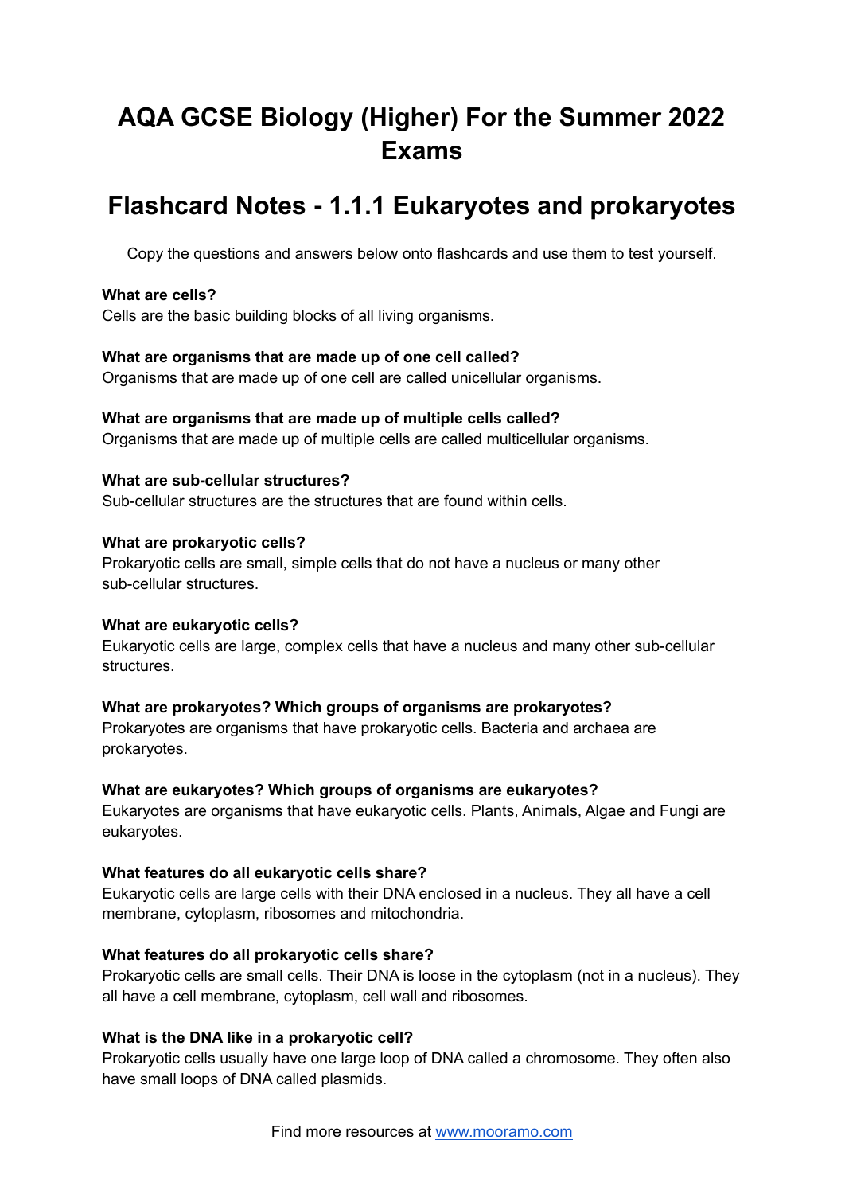# AQA GCSE Biology (Higher) For the Summer 2022 Exams

## Flashcard Notes - 1.1.1 Eukaryotes and prokaryotes

Copy the questions and answers below onto flashcards and use them to test yourself.

**What are cells?**
Cells are the basic building blocks of all living organisms.

**What are organisms that are made up of one cell called?**
Organisms that are made up of one cell are called unicellular organisms.

**What are organisms that are made up of multiple cells called?**
Organisms that are made up of multiple cells are called multicellular organisms.

**What are sub-cellular structures?**
Sub-cellular structures are the structures that are found within cells.

**What are prokaryotic cells?**
Prokaryotic cells are small, simple cells that do not have a nucleus or many other sub-cellular structures.

**What are eukaryotic cells?**
Eukaryotic cells are large, complex cells that have a nucleus and many other sub-cellular structures.

**What are prokaryotes? Which groups of organisms are prokaryotes?**
Prokaryotes are organisms that have prokaryotic cells. Bacteria and archaea are prokaryotes.

**What are eukaryotes? Which groups of organisms are eukaryotes?**
Eukaryotes are organisms that have eukaryotic cells. Plants, Animals, Algae and Fungi are eukaryotes.

**What features do all eukaryotic cells share?**
Eukaryotic cells are large cells with their DNA enclosed in a nucleus. They all have a cell membrane, cytoplasm, ribosomes and mitochondria.

**What features do all prokaryotic cells share?**
Prokaryotic cells are small cells. Their DNA is loose in the cytoplasm (not in a nucleus). They all have a cell membrane, cytoplasm, cell wall and ribosomes.

**What is the DNA like in a prokaryotic cell?**
Prokaryotic cells usually have one large loop of DNA called a chromosome. They often also have small loops of DNA called plasmids.

Find more resources at [www.mooramo.com](http://www.mooramo.com)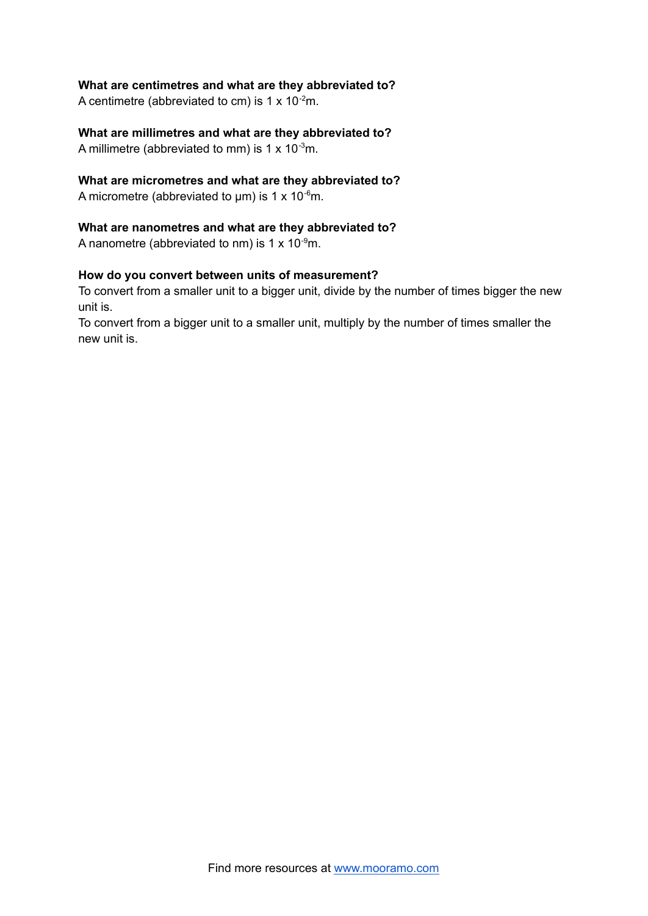**What are centimetres and what are they abbreviated to?**

A centimetre (abbreviated to cm) is $1 \times 10^{-2}$m.

**What are millimetres and what are they abbreviated to?**

A millimetre (abbreviated to mm) is $1 \times 10^{-3}$m.

**What are micrometres and what are they abbreviated to?**

A micrometre (abbreviated to μm) is $1 \times 10^{-6}$m.

**What are nanometres and what are they abbreviated to?**

A nanometre (abbreviated to nm) is $1 \times 10^{-9}$m.

**How do you convert between units of measurement?**

To convert from a smaller unit to a bigger unit, divide by the number of times bigger the new unit is.

To convert from a bigger unit to a smaller unit, multiply by the number of times smaller the new unit is.

Find more resources at www.mooramo.com